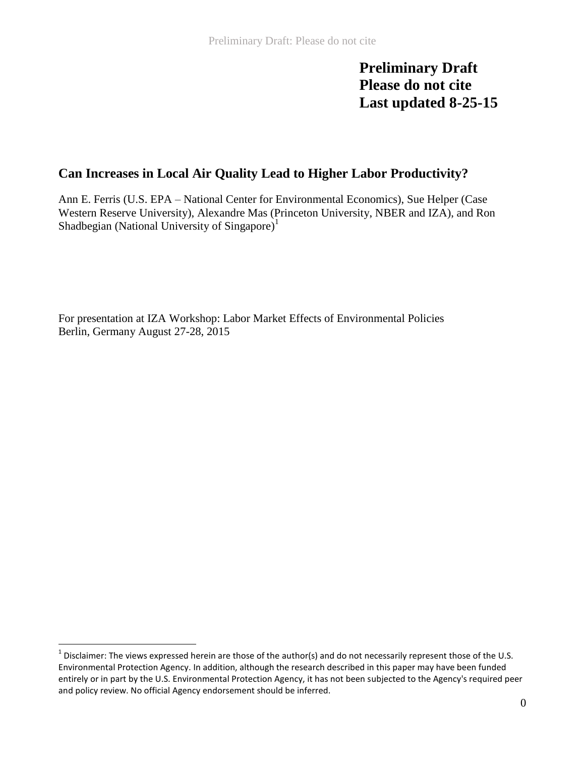**Preliminary Draft**
**Please do not cite**
**Last updated 8-25-15**

## Can Increases in Local Air Quality Lead to Higher Labor Productivity?

Ann E. Ferris (U.S. EPA – National Center for Environmental Economics), Sue Helper (Case Western Reserve University), Alexandre Mas (Princeton University, NBER and IZA), and Ron Shadbegian (National University of Singapore)[1]

For presentation at IZA Workshop: Labor Market Effects of Environmental Policies
Berlin, Germany August 27-28, 2015

[1] Disclaimer: The views expressed herein are those of the author(s) and do not necessarily represent those of the U.S. Environmental Protection Agency. In addition, although the research described in this paper may have been funded entirely or in part by the U.S. Environmental Protection Agency, it has not been subjected to the Agency's required peer and policy review. No official Agency endorsement should be inferred.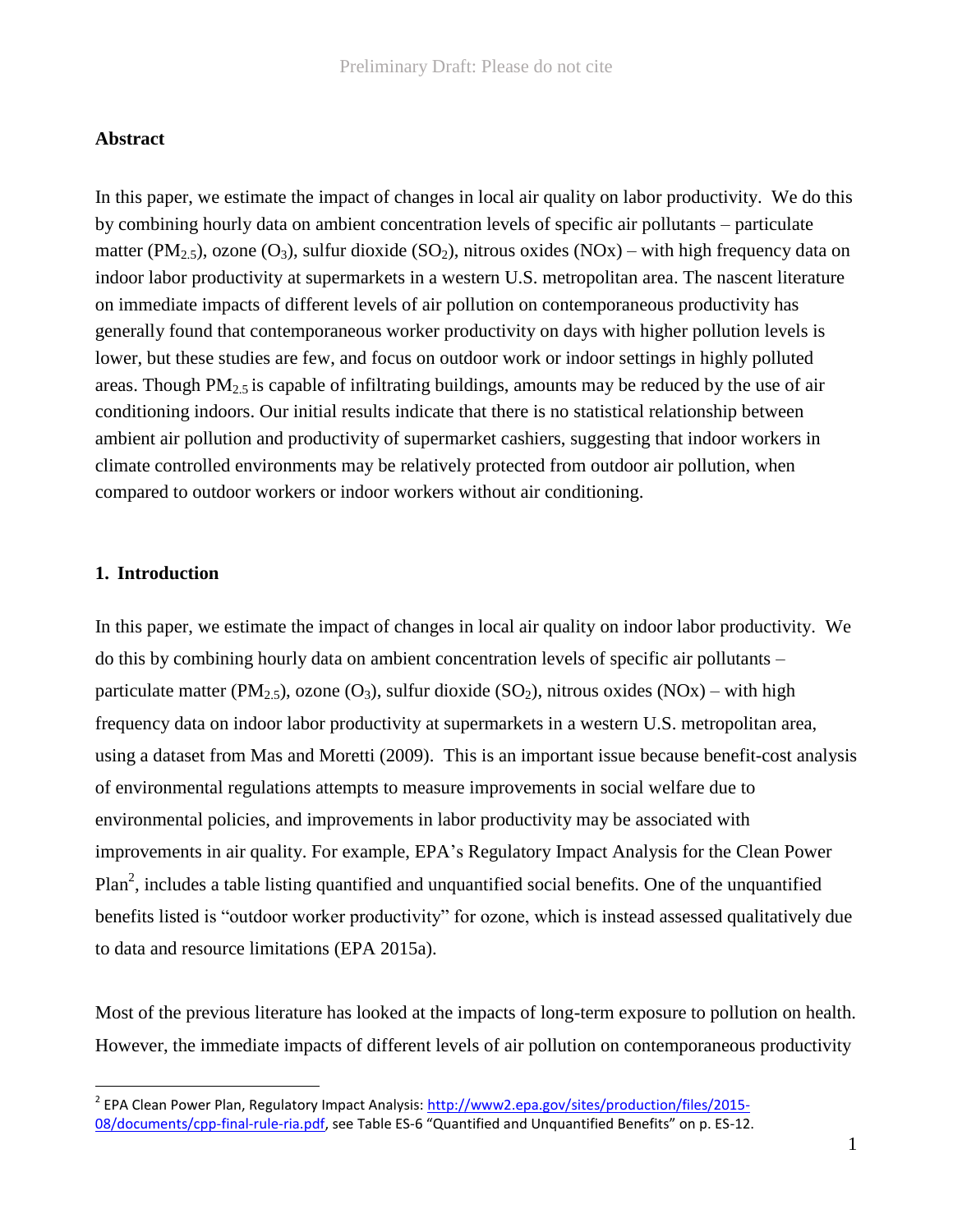Preliminary Draft: Please do not cite

## Abstract

In this paper, we estimate the impact of changes in local air quality on labor productivity. We do this by combining hourly data on ambient concentration levels of specific air pollutants – particulate matter ($PM_{2.5}$), ozone ($O_3$), sulfur dioxide ($SO_2$), nitrous oxides (NOx) – with high frequency data on indoor labor productivity at supermarkets in a western U.S. metropolitan area. The nascent literature on immediate impacts of different levels of air pollution on contemporaneous productivity has generally found that contemporaneous worker productivity on days with higher pollution levels is lower, but these studies are few, and focus on outdoor work or indoor settings in highly polluted areas. Though $PM_{2.5}$ is capable of infiltrating buildings, amounts may be reduced by the use of air conditioning indoors. Our initial results indicate that there is no statistical relationship between ambient air pollution and productivity of supermarket cashiers, suggesting that indoor workers in climate controlled environments may be relatively protected from outdoor air pollution, when compared to outdoor workers or indoor workers without air conditioning.

## 1. Introduction

In this paper, we estimate the impact of changes in local air quality on indoor labor productivity. We do this by combining hourly data on ambient concentration levels of specific air pollutants – particulate matter ($PM_{2.5}$), ozone ($O_3$), sulfur dioxide ($SO_2$), nitrous oxides (NOx) – with high frequency data on indoor labor productivity at supermarkets in a western U.S. metropolitan area, using a dataset from Mas and Moretti (2009). This is an important issue because benefit-cost analysis of environmental regulations attempts to measure improvements in social welfare due to environmental policies, and improvements in labor productivity may be associated with improvements in air quality. For example, EPA's Regulatory Impact Analysis for the Clean Power Plan[2], includes a table listing quantified and unquantified social benefits. One of the unquantified benefits listed is "outdoor worker productivity" for ozone, which is instead assessed qualitatively due to data and resource limitations (EPA 2015a).

Most of the previous literature has looked at the impacts of long-term exposure to pollution on health. However, the immediate impacts of different levels of air pollution on contemporaneous productivity

[2] EPA Clean Power Plan, Regulatory Impact Analysis: http://www2.epa.gov/sites/production/files/2015-08/documents/cpp-final-rule-ria.pdf, see Table ES-6 "Quantified and Unquantified Benefits" on p. ES-12.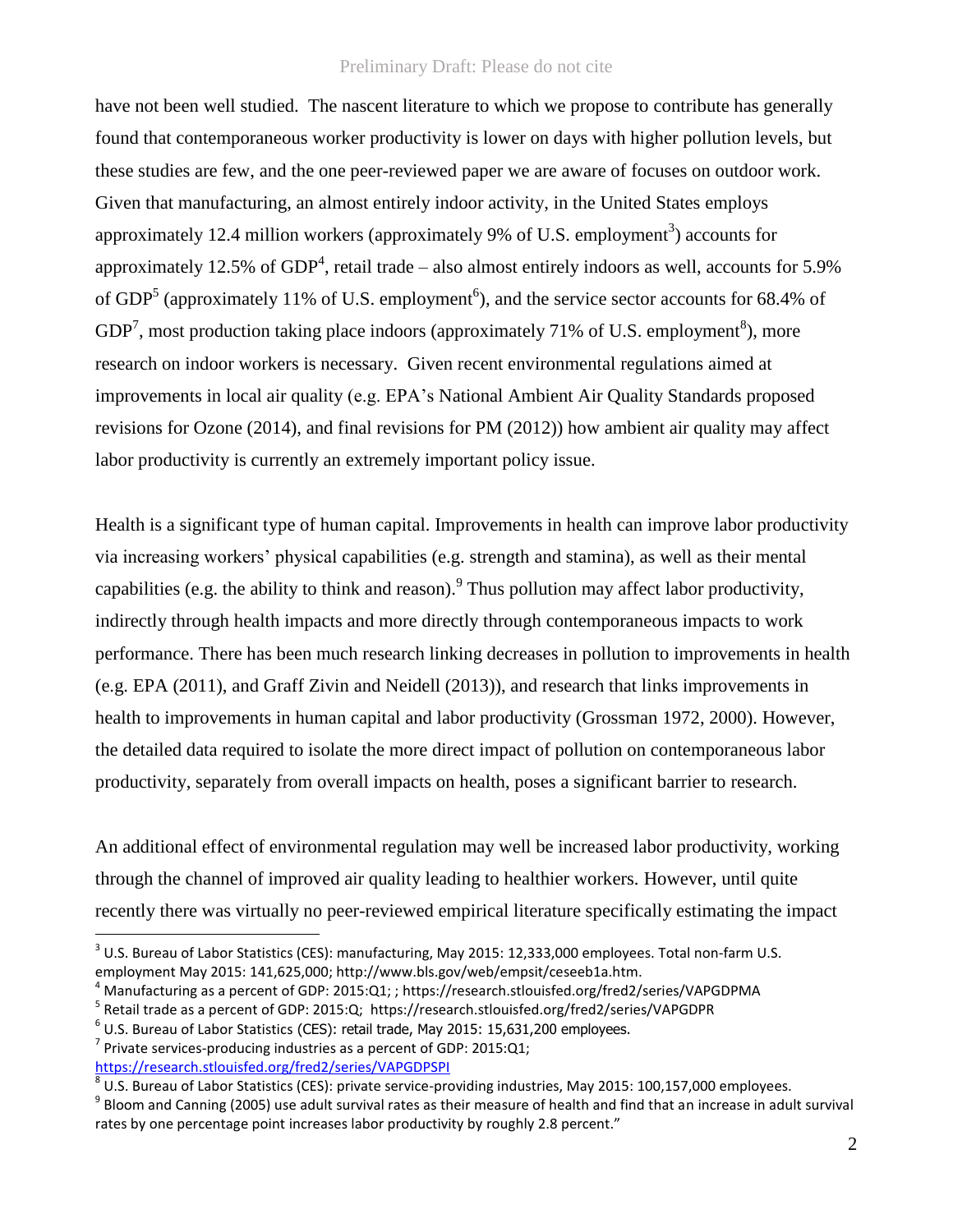have not been well studied. The nascent literature to which we propose to contribute has generally found that contemporaneous worker productivity is lower on days with higher pollution levels, but these studies are few, and the one peer-reviewed paper we are aware of focuses on outdoor work. Given that manufacturing, an almost entirely indoor activity, in the United States employs approximately 12.4 million workers (approximately 9% of U.S. employment[3]) accounts for approximately 12.5% of GDP[4], retail trade – also almost entirely indoors as well, accounts for 5.9% of GDP[5] (approximately 11% of U.S. employment[6]), and the service sector accounts for 68.4% of GDP[7], most production taking place indoors (approximately 71% of U.S. employment[8]), more research on indoor workers is necessary. Given recent environmental regulations aimed at improvements in local air quality (e.g. EPA's National Ambient Air Quality Standards proposed revisions for Ozone (2014), and final revisions for PM (2012)) how ambient air quality may affect labor productivity is currently an extremely important policy issue.

Health is a significant type of human capital. Improvements in health can improve labor productivity via increasing workers' physical capabilities (e.g. strength and stamina), as well as their mental capabilities (e.g. the ability to think and reason).[9] Thus pollution may affect labor productivity, indirectly through health impacts and more directly through contemporaneous impacts to work performance. There has been much research linking decreases in pollution to improvements in health (e.g. EPA (2011), and Graff Zivin and Neidell (2013)), and research that links improvements in health to improvements in human capital and labor productivity (Grossman 1972, 2000). However, the detailed data required to isolate the more direct impact of pollution on contemporaneous labor productivity, separately from overall impacts on health, poses a significant barrier to research.

An additional effect of environmental regulation may well be increased labor productivity, working through the channel of improved air quality leading to healthier workers. However, until quite recently there was virtually no peer-reviewed empirical literature specifically estimating the impact

---

[3] U.S. Bureau of Labor Statistics (CES): manufacturing, May 2015: 12,333,000 employees. Total non-farm U.S. employment May 2015: 141,625,000; http://www.bls.gov/web/empsit/ceseeb1a.htm.

[4] Manufacturing as a percent of GDP: 2015:Q1; ; https://research.stlouisfed.org/fred2/series/VAPGDPMA

[5] Retail trade as a percent of GDP: 2015:Q; https://research.stlouisfed.org/fred2/series/VAPGDPR

[6] U.S. Bureau of Labor Statistics (CES): retail trade, May 2015: 15,631,200 employees.

[7] Private services-producing industries as a percent of GDP: 2015:Q1; https://research.stlouisfed.org/fred2/series/VAPGDPSPI

[8] U.S. Bureau of Labor Statistics (CES): private service-providing industries, May 2015: 100,157,000 employees.

[9] Bloom and Canning (2005) use adult survival rates as their measure of health and find that an increase in adult survival rates by one percentage point increases labor productivity by roughly 2.8 percent."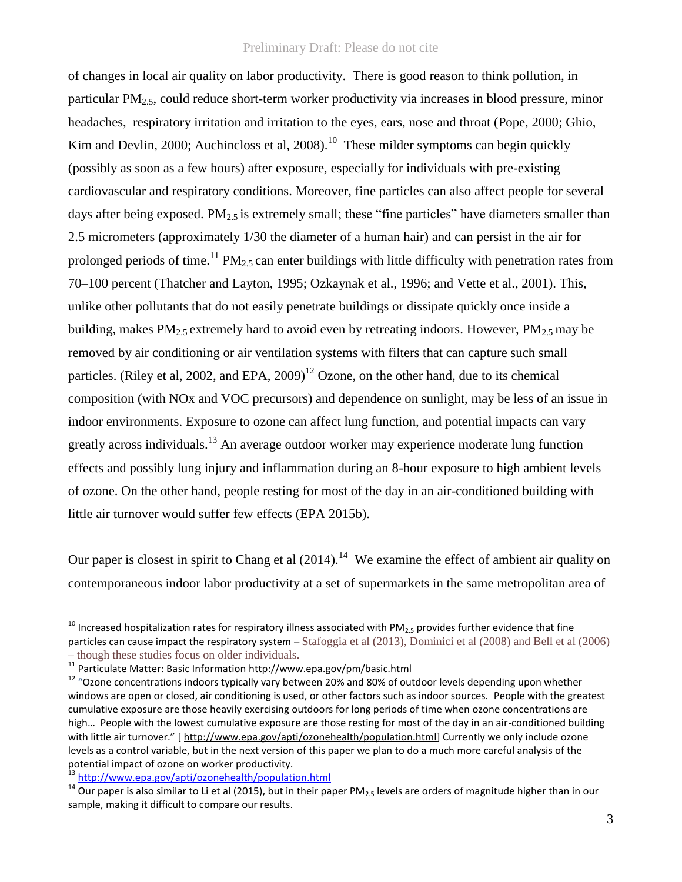of changes in local air quality on labor productivity. There is good reason to think pollution, in particular $PM_{2.5}$, could reduce short-term worker productivity via increases in blood pressure, minor headaches, respiratory irritation and irritation to the eyes, ears, nose and throat (Pope, 2000; Ghio, Kim and Devlin, 2000; Auchincloss et al, 2008).[10] These milder symptoms can begin quickly (possibly as soon as a few hours) after exposure, especially for individuals with pre-existing cardiovascular and respiratory conditions. Moreover, fine particles can also affect people for several days after being exposed. $PM_{2.5}$ is extremely small; these "fine particles" have diameters smaller than 2.5 micrometers (approximately 1/30 the diameter of a human hair) and can persist in the air for prolonged periods of time.[11] $PM_{2.5}$ can enter buildings with little difficulty with penetration rates from 70–100 percent (Thatcher and Layton, 1995; Ozkaynak et al., 1996; and Vette et al., 2001). This, unlike other pollutants that do not easily penetrate buildings or dissipate quickly once inside a building, makes $PM_{2.5}$ extremely hard to avoid even by retreating indoors. However, $PM_{2.5}$ may be removed by air conditioning or air ventilation systems with filters that can capture such small particles. (Riley et al, 2002, and EPA, 2009)[12] Ozone, on the other hand, due to its chemical composition (with NOx and VOC precursors) and dependence on sunlight, may be less of an issue in indoor environments. Exposure to ozone can affect lung function, and potential impacts can vary greatly across individuals.[13] An average outdoor worker may experience moderate lung function effects and possibly lung injury and inflammation during an 8-hour exposure to high ambient levels of ozone. On the other hand, people resting for most of the day in an air-conditioned building with little air turnover would suffer few effects (EPA 2015b).

Our paper is closest in spirit to Chang et al (2014).[14] We examine the effect of ambient air quality on contemporaneous indoor labor productivity at a set of supermarkets in the same metropolitan area of

---

[10] Increased hospitalization rates for respiratory illness associated with $PM_{2.5}$ provides further evidence that fine particles can cause impact the respiratory system – Stafoggia et al (2013), Dominici et al (2008) and Bell et al (2006) – though these studies focus on older individuals.

[11] Particulate Matter: Basic Information http://www.epa.gov/pm/basic.html

[12] "Ozone concentrations indoors typically vary between 20% and 80% of outdoor levels depending upon whether windows are open or closed, air conditioning is used, or other factors such as indoor sources. People with the greatest cumulative exposure are those heavily exercising outdoors for long periods of time when ozone concentrations are high… People with the lowest cumulative exposure are those resting for most of the day in an air-conditioned building with little air turnover." [ http://www.epa.gov/apti/ozonehealth/population.html] Currently we only include ozone levels as a control variable, but in the next version of this paper we plan to do a much more careful analysis of the potential impact of ozone on worker productivity.

[13] http://www.epa.gov/apti/ozonehealth/population.html

[14] Our paper is also similar to Li et al (2015), but in their paper $PM_{2.5}$ levels are orders of magnitude higher than in our sample, making it difficult to compare our results.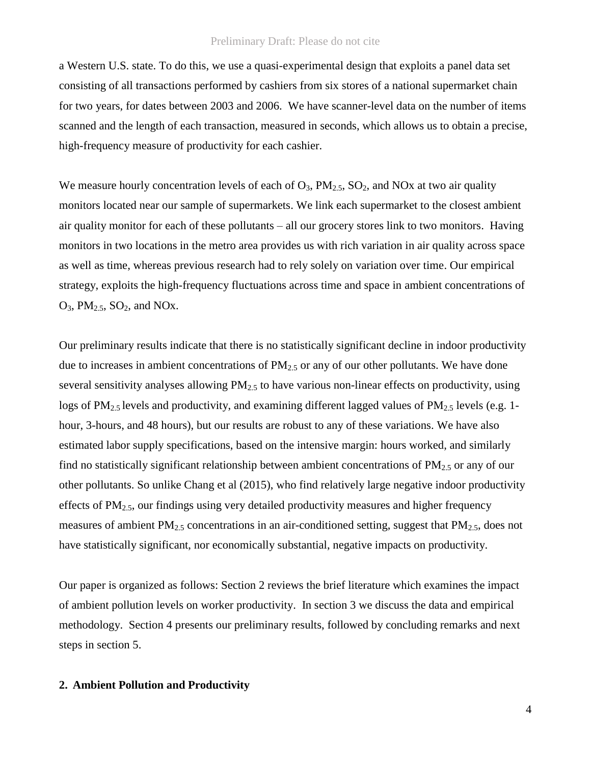a Western U.S. state. To do this, we use a quasi-experimental design that exploits a panel data set consisting of all transactions performed by cashiers from six stores of a national supermarket chain for two years, for dates between 2003 and 2006. We have scanner-level data on the number of items scanned and the length of each transaction, measured in seconds, which allows us to obtain a precise, high-frequency measure of productivity for each cashier.

We measure hourly concentration levels of each of $O_3$, $PM_{2.5}$, $SO_2$, and NOx at two air quality monitors located near our sample of supermarkets. We link each supermarket to the closest ambient air quality monitor for each of these pollutants – all our grocery stores link to two monitors. Having monitors in two locations in the metro area provides us with rich variation in air quality across space as well as time, whereas previous research had to rely solely on variation over time. Our empirical strategy, exploits the high-frequency fluctuations across time and space in ambient concentrations of $O_3$, $PM_{2.5}$, $SO_2$, and NOx.

Our preliminary results indicate that there is no statistically significant decline in indoor productivity due to increases in ambient concentrations of $PM_{2.5}$ or any of our other pollutants. We have done several sensitivity analyses allowing $PM_{2.5}$ to have various non-linear effects on productivity, using logs of $PM_{2.5}$ levels and productivity, and examining different lagged values of $PM_{2.5}$ levels (e.g. 1-hour, 3-hours, and 48 hours), but our results are robust to any of these variations. We have also estimated labor supply specifications, based on the intensive margin: hours worked, and similarly find no statistically significant relationship between ambient concentrations of $PM_{2.5}$ or any of our other pollutants. So unlike Chang et al (2015), who find relatively large negative indoor productivity effects of $PM_{2.5}$, our findings using very detailed productivity measures and higher frequency measures of ambient $PM_{2.5}$ concentrations in an air-conditioned setting, suggest that $PM_{2.5}$, does not have statistically significant, nor economically substantial, negative impacts on productivity.

Our paper is organized as follows: Section 2 reviews the brief literature which examines the impact of ambient pollution levels on worker productivity. In section 3 we discuss the data and empirical methodology. Section 4 presents our preliminary results, followed by concluding remarks and next steps in section 5.

## 2. Ambient Pollution and Productivity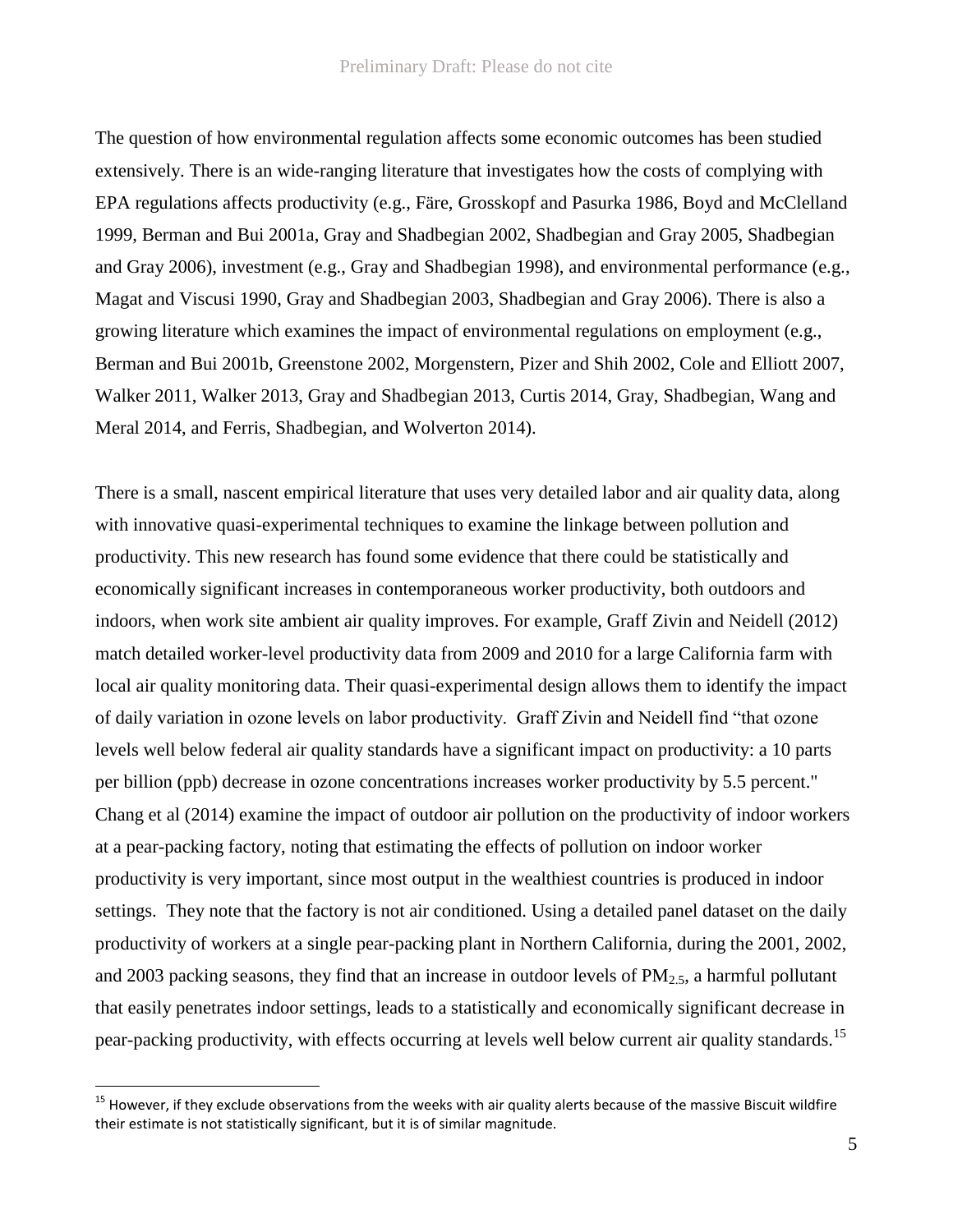The question of how environmental regulation affects some economic outcomes has been studied extensively. There is an wide-ranging literature that investigates how the costs of complying with EPA regulations affects productivity (e.g., Färe, Grosskopf and Pasurka 1986, Boyd and McClelland 1999, Berman and Bui 2001a, Gray and Shadbegian 2002, Shadbegian and Gray 2005, Shadbegian and Gray 2006), investment (e.g., Gray and Shadbegian 1998), and environmental performance (e.g., Magat and Viscusi 1990, Gray and Shadbegian 2003, Shadbegian and Gray 2006). There is also a growing literature which examines the impact of environmental regulations on employment (e.g., Berman and Bui 2001b, Greenstone 2002, Morgenstern, Pizer and Shih 2002, Cole and Elliott 2007, Walker 2011, Walker 2013, Gray and Shadbegian 2013, Curtis 2014, Gray, Shadbegian, Wang and Meral 2014, and Ferris, Shadbegian, and Wolverton 2014).

There is a small, nascent empirical literature that uses very detailed labor and air quality data, along with innovative quasi-experimental techniques to examine the linkage between pollution and productivity. This new research has found some evidence that there could be statistically and economically significant increases in contemporaneous worker productivity, both outdoors and indoors, when work site ambient air quality improves. For example, Graff Zivin and Neidell (2012) match detailed worker-level productivity data from 2009 and 2010 for a large California farm with local air quality monitoring data. Their quasi-experimental design allows them to identify the impact of daily variation in ozone levels on labor productivity. Graff Zivin and Neidell find "that ozone levels well below federal air quality standards have a significant impact on productivity: a 10 parts per billion (ppb) decrease in ozone concentrations increases worker productivity by 5.5 percent." Chang et al (2014) examine the impact of outdoor air pollution on the productivity of indoor workers at a pear-packing factory, noting that estimating the effects of pollution on indoor worker productivity is very important, since most output in the wealthiest countries is produced in indoor settings. They note that the factory is not air conditioned. Using a detailed panel dataset on the daily productivity of workers at a single pear-packing plant in Northern California, during the 2001, 2002, and 2003 packing seasons, they find that an increase in outdoor levels of $PM_{2.5}$, a harmful pollutant that easily penetrates indoor settings, leads to a statistically and economically significant decrease in pear-packing productivity, with effects occurring at levels well below current air quality standards.[15]

[15] However, if they exclude observations from the weeks with air quality alerts because of the massive Biscuit wildfire their estimate is not statistically significant, but it is of similar magnitude.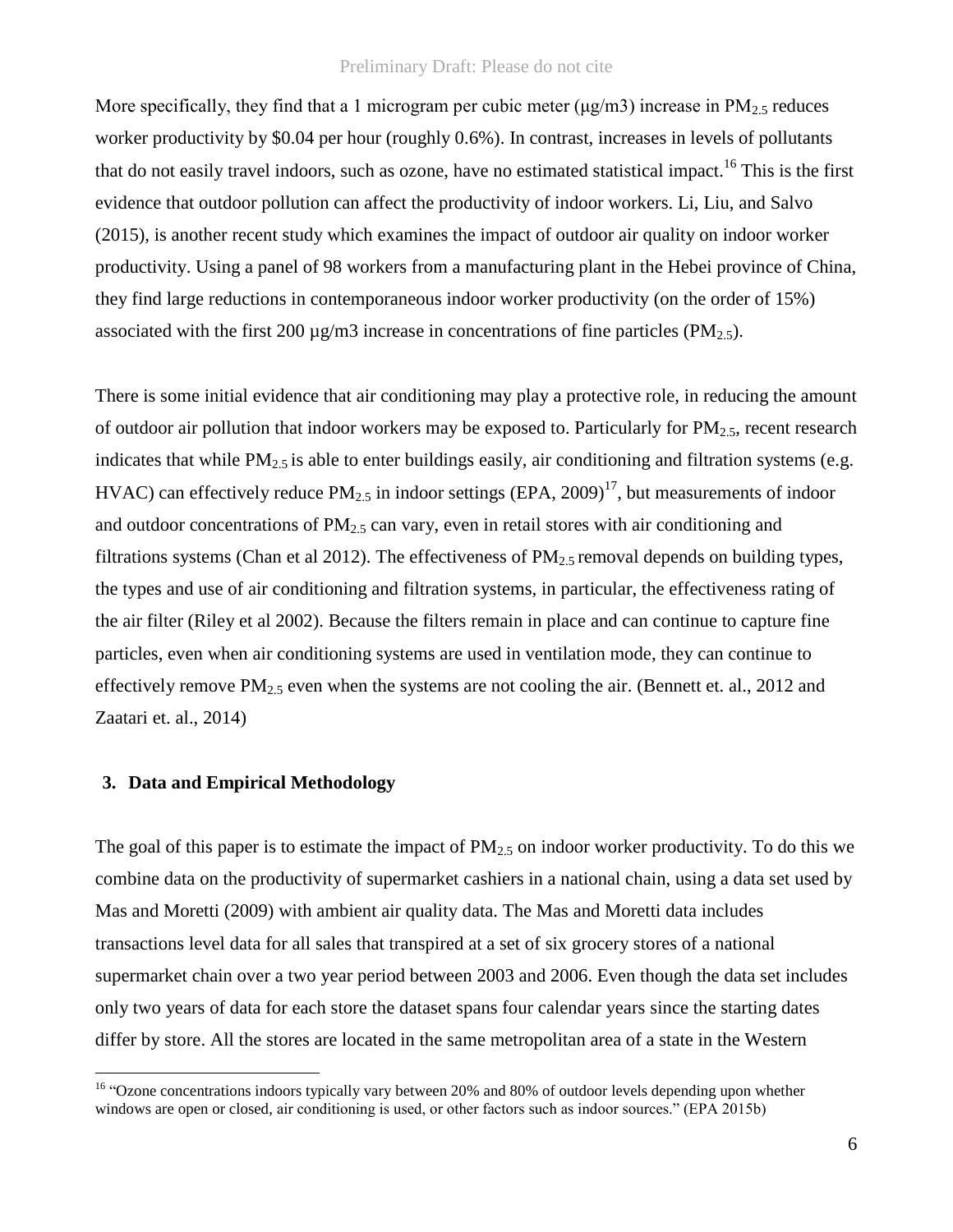More specifically, they find that a 1 microgram per cubic meter (μg/m3) increase in $PM_{2.5}$ reduces worker productivity by $0.04 per hour (roughly 0.6%). In contrast, increases in levels of pollutants that do not easily travel indoors, such as ozone, have no estimated statistical impact.[16] This is the first evidence that outdoor pollution can affect the productivity of indoor workers. Li, Liu, and Salvo (2015), is another recent study which examines the impact of outdoor air quality on indoor worker productivity. Using a panel of 98 workers from a manufacturing plant in the Hebei province of China, they find large reductions in contemporaneous indoor worker productivity (on the order of 15%) associated with the first 200 µg/m3 increase in concentrations of fine particles ($PM_{2.5}$).

There is some initial evidence that air conditioning may play a protective role, in reducing the amount of outdoor air pollution that indoor workers may be exposed to. Particularly for $PM_{2.5}$, recent research indicates that while $PM_{2.5}$ is able to enter buildings easily, air conditioning and filtration systems (e.g. HVAC) can effectively reduce $PM_{2.5}$ in indoor settings (EPA, 2009)[17], but measurements of indoor and outdoor concentrations of $PM_{2.5}$ can vary, even in retail stores with air conditioning and filtrations systems (Chan et al 2012). The effectiveness of $PM_{2.5}$ removal depends on building types, the types and use of air conditioning and filtration systems, in particular, the effectiveness rating of the air filter (Riley et al 2002). Because the filters remain in place and can continue to capture fine particles, even when air conditioning systems are used in ventilation mode, they can continue to effectively remove $PM_{2.5}$ even when the systems are not cooling the air. (Bennett et. al., 2012 and Zaatari et. al., 2014)

## 3. Data and Empirical Methodology

The goal of this paper is to estimate the impact of $PM_{2.5}$ on indoor worker productivity. To do this we combine data on the productivity of supermarket cashiers in a national chain, using a data set used by Mas and Moretti (2009) with ambient air quality data. The Mas and Moretti data includes transactions level data for all sales that transpired at a set of six grocery stores of a national supermarket chain over a two year period between 2003 and 2006. Even though the data set includes only two years of data for each store the dataset spans four calendar years since the starting dates differ by store. All the stores are located in the same metropolitan area of a state in the Western

[16] "Ozone concentrations indoors typically vary between 20% and 80% of outdoor levels depending upon whether windows are open or closed, air conditioning is used, or other factors such as indoor sources." (EPA 2015b)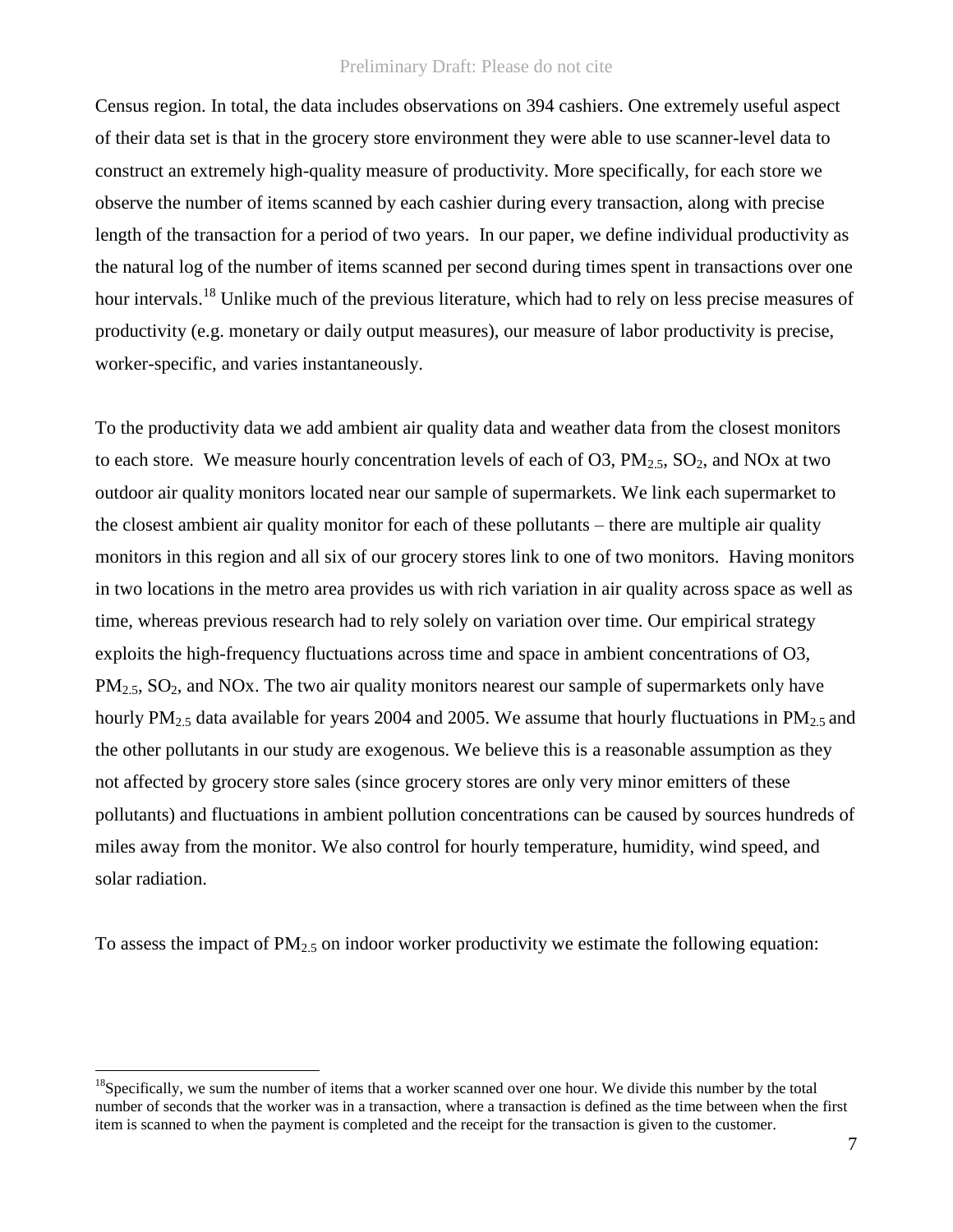Census region. In total, the data includes observations on 394 cashiers. One extremely useful aspect of their data set is that in the grocery store environment they were able to use scanner-level data to construct an extremely high-quality measure of productivity. More specifically, for each store we observe the number of items scanned by each cashier during every transaction, along with precise length of the transaction for a period of two years. In our paper, we define individual productivity as the natural log of the number of items scanned per second during times spent in transactions over one hour intervals.[18] Unlike much of the previous literature, which had to rely on less precise measures of productivity (e.g. monetary or daily output measures), our measure of labor productivity is precise, worker-specific, and varies instantaneously.

To the productivity data we add ambient air quality data and weather data from the closest monitors to each store. We measure hourly concentration levels of each of O3, $PM_{2.5}$, $SO_2$, and NOx at two outdoor air quality monitors located near our sample of supermarkets. We link each supermarket to the closest ambient air quality monitor for each of these pollutants – there are multiple air quality monitors in this region and all six of our grocery stores link to one of two monitors. Having monitors in two locations in the metro area provides us with rich variation in air quality across space as well as time, whereas previous research had to rely solely on variation over time. Our empirical strategy exploits the high-frequency fluctuations across time and space in ambient concentrations of O3, $PM_{2.5}$, $SO_2$, and NOx. The two air quality monitors nearest our sample of supermarkets only have hourly $PM_{2.5}$ data available for years 2004 and 2005. We assume that hourly fluctuations in $PM_{2.5}$ and the other pollutants in our study are exogenous. We believe this is a reasonable assumption as they not affected by grocery store sales (since grocery stores are only very minor emitters of these pollutants) and fluctuations in ambient pollution concentrations can be caused by sources hundreds of miles away from the monitor. We also control for hourly temperature, humidity, wind speed, and solar radiation.

To assess the impact of $PM_{2.5}$ on indoor worker productivity we estimate the following equation:

[18] Specifically, we sum the number of items that a worker scanned over one hour. We divide this number by the total number of seconds that the worker was in a transaction, where a transaction is defined as the time between when the first item is scanned to when the payment is completed and the receipt for the transaction is given to the customer.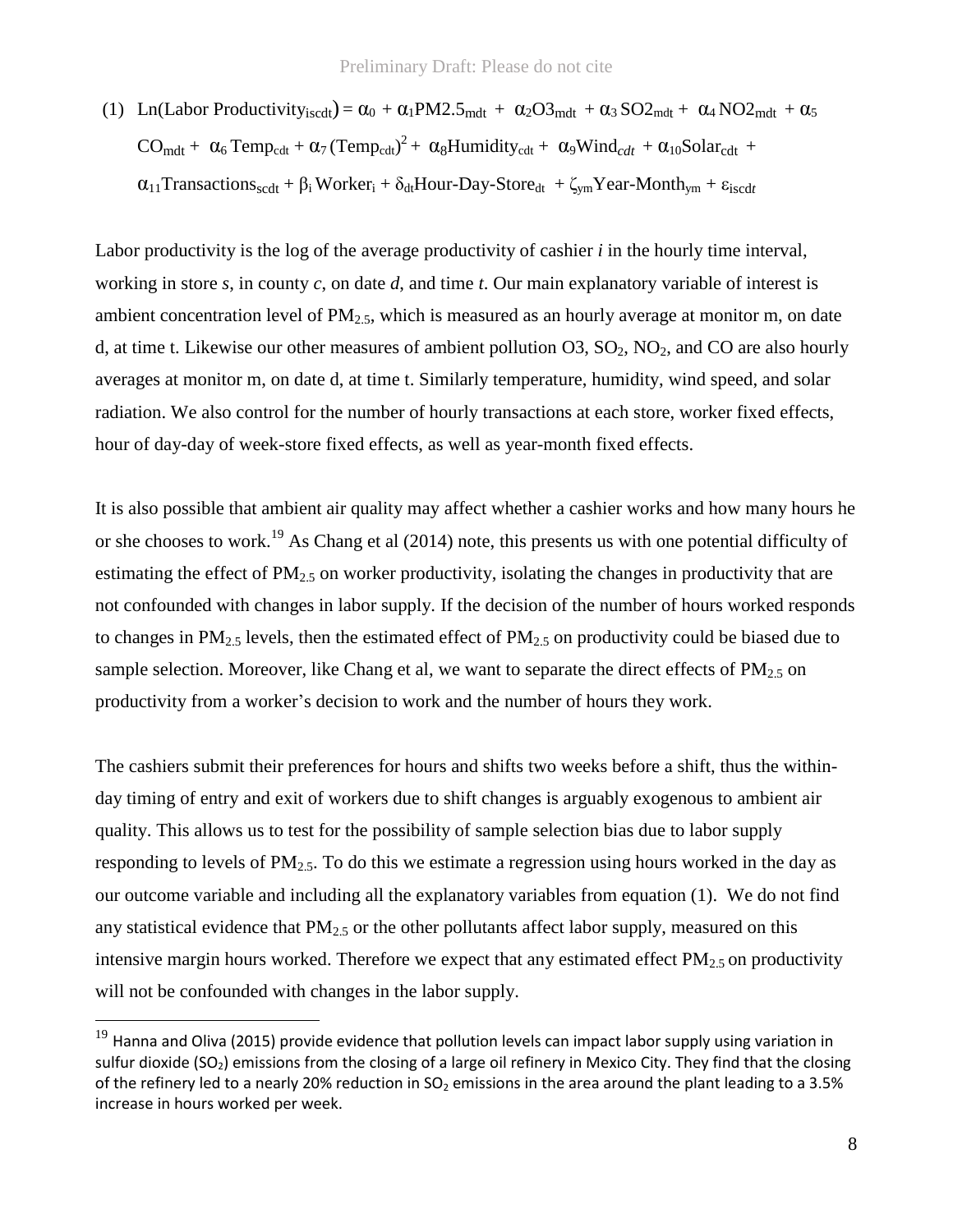$$\text{(1)} \quad \text{Ln(Labor Productivity}_{iscdt}) = \alpha_0 + \alpha_1 \text{PM2.5}_{mdt} + \alpha_2 \text{O3}_{mdt} + \alpha_3 \text{SO2}_{mdt} + \alpha_4 \text{NO2}_{mdt} + \alpha_5 \text{CO}_{mdt} + \alpha_6 \text{Temp}_{cdt} + \alpha_7 (\text{Temp}_{cdt})^2 + \alpha_8 \text{Humidity}_{cdt} + \alpha_9 \text{Wind}_{cdt} + \alpha_{10} \text{Solar}_{cdt} + \alpha_{11} \text{Transactions}_{scdt} + \beta_i \text{Worker}_i + \delta_{dt} \text{Hour-Day-Store}_{dt} + \zeta_{ym} \text{Year-Month}_{ym} + \varepsilon_{iscdt}$$

Labor productivity is the log of the average productivity of cashier *i* in the hourly time interval, working in store *s*, in county *c*, on date *d*, and time *t*. Our main explanatory variable of interest is ambient concentration level of $PM_{2.5}$, which is measured as an hourly average at monitor m, on date d, at time t. Likewise our other measures of ambient pollution O3, $SO_2$, $NO_2$, and CO are also hourly averages at monitor m, on date d, at time t. Similarly temperature, humidity, wind speed, and solar radiation. We also control for the number of hourly transactions at each store, worker fixed effects, hour of day-day of week-store fixed effects, as well as year-month fixed effects.

It is also possible that ambient air quality may affect whether a cashier works and how many hours he or she chooses to work.[19] As Chang et al (2014) note, this presents us with one potential difficulty of estimating the effect of $PM_{2.5}$ on worker productivity, isolating the changes in productivity that are not confounded with changes in labor supply. If the decision of the number of hours worked responds to changes in $PM_{2.5}$ levels, then the estimated effect of $PM_{2.5}$ on productivity could be biased due to sample selection. Moreover, like Chang et al, we want to separate the direct effects of $PM_{2.5}$ on productivity from a worker's decision to work and the number of hours they work.

The cashiers submit their preferences for hours and shifts two weeks before a shift, thus the within-day timing of entry and exit of workers due to shift changes is arguably exogenous to ambient air quality. This allows us to test for the possibility of sample selection bias due to labor supply responding to levels of $PM_{2.5}$. To do this we estimate a regression using hours worked in the day as our outcome variable and including all the explanatory variables from equation (1). We do not find any statistical evidence that $PM_{2.5}$ or the other pollutants affect labor supply, measured on this intensive margin hours worked. Therefore we expect that any estimated effect $PM_{2.5}$ on productivity will not be confounded with changes in the labor supply.

[19] Hanna and Oliva (2015) provide evidence that pollution levels can impact labor supply using variation in sulfur dioxide ($SO_2$) emissions from the closing of a large oil refinery in Mexico City. They find that the closing of the refinery led to a nearly 20% reduction in $SO_2$ emissions in the area around the plant leading to a 3.5% increase in hours worked per week.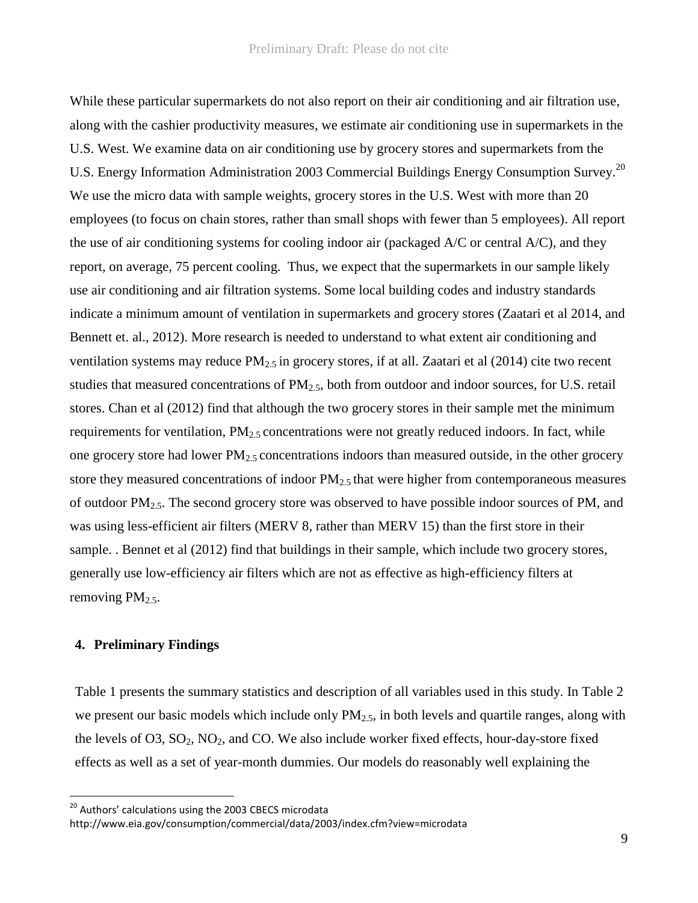While these particular supermarkets do not also report on their air conditioning and air filtration use, along with the cashier productivity measures, we estimate air conditioning use in supermarkets in the U.S. West. We examine data on air conditioning use by grocery stores and supermarkets from the U.S. Energy Information Administration 2003 Commercial Buildings Energy Consumption Survey.[20] We use the micro data with sample weights, grocery stores in the U.S. West with more than 20 employees (to focus on chain stores, rather than small shops with fewer than 5 employees). All report the use of air conditioning systems for cooling indoor air (packaged A/C or central A/C), and they report, on average, 75 percent cooling. Thus, we expect that the supermarkets in our sample likely use air conditioning and air filtration systems. Some local building codes and industry standards indicate a minimum amount of ventilation in supermarkets and grocery stores (Zaatari et al 2014, and Bennett et. al., 2012). More research is needed to understand to what extent air conditioning and ventilation systems may reduce $PM_{2.5}$ in grocery stores, if at all. Zaatari et al (2014) cite two recent studies that measured concentrations of $PM_{2.5}$, both from outdoor and indoor sources, for U.S. retail stores. Chan et al (2012) find that although the two grocery stores in their sample met the minimum requirements for ventilation, $PM_{2.5}$ concentrations were not greatly reduced indoors. In fact, while one grocery store had lower $PM_{2.5}$ concentrations indoors than measured outside, in the other grocery store they measured concentrations of indoor $PM_{2.5}$ that were higher from contemporaneous measures of outdoor $PM_{2.5}$. The second grocery store was observed to have possible indoor sources of PM, and was using less-efficient air filters (MERV 8, rather than MERV 15) than the first store in their sample. . Bennet et al (2012) find that buildings in their sample, which include two grocery stores, generally use low-efficiency air filters which are not as effective as high-efficiency filters at removing $PM_{2.5}$.

## 4. Preliminary Findings

Table 1 presents the summary statistics and description of all variables used in this study. In Table 2 we present our basic models which include only $PM_{2.5}$, in both levels and quartile ranges, along with the levels of O3, $SO_2$, $NO_2$, and CO. We also include worker fixed effects, hour-day-store fixed effects as well as a set of year-month dummies. Our models do reasonably well explaining the

[20] Authors' calculations using the 2003 CBECS microdata http://www.eia.gov/consumption/commercial/data/2003/index.cfm?view=microdata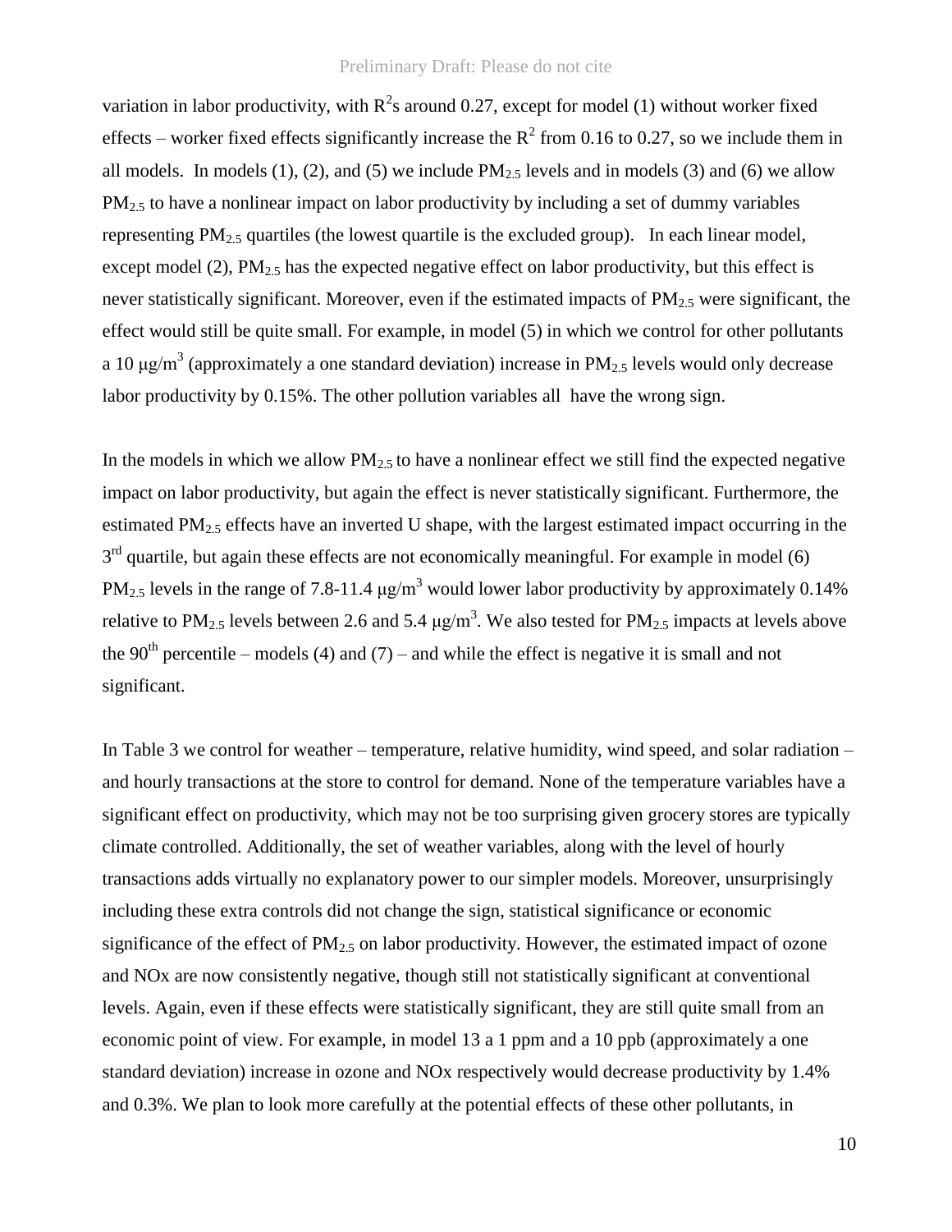variation in labor productivity, with $R^2$s around 0.27, except for model (1) without worker fixed effects – worker fixed effects significantly increase the $R^2$ from 0.16 to 0.27, so we include them in all models. In models (1), (2), and (5) we include $PM_{2.5}$ levels and in models (3) and (6) we allow $PM_{2.5}$ to have a nonlinear impact on labor productivity by including a set of dummy variables representing $PM_{2.5}$ quartiles (the lowest quartile is the excluded group). In each linear model, except model (2), $PM_{2.5}$ has the expected negative effect on labor productivity, but this effect is never statistically significant. Moreover, even if the estimated impacts of $PM_{2.5}$ were significant, the effect would still be quite small. For example, in model (5) in which we control for other pollutants a 10 $\mu g/m^3$ (approximately a one standard deviation) increase in $PM_{2.5}$ levels would only decrease labor productivity by 0.15%. The other pollution variables all have the wrong sign.

In the models in which we allow $PM_{2.5}$ to have a nonlinear effect we still find the expected negative impact on labor productivity, but again the effect is never statistically significant. Furthermore, the estimated $PM_{2.5}$ effects have an inverted U shape, with the largest estimated impact occurring in the 3rd quartile, but again these effects are not economically meaningful. For example in model (6) $PM_{2.5}$ levels in the range of 7.8-11.4 $\mu g/m^3$ would lower labor productivity by approximately 0.14% relative to $PM_{2.5}$ levels between 2.6 and 5.4 $\mu g/m^3$. We also tested for $PM_{2.5}$ impacts at levels above the 90th percentile – models (4) and (7) – and while the effect is negative it is small and not significant.

In Table 3 we control for weather – temperature, relative humidity, wind speed, and solar radiation – and hourly transactions at the store to control for demand. None of the temperature variables have a significant effect on productivity, which may not be too surprising given grocery stores are typically climate controlled. Additionally, the set of weather variables, along with the level of hourly transactions adds virtually no explanatory power to our simpler models. Moreover, unsurprisingly including these extra controls did not change the sign, statistical significance or economic significance of the effect of $PM_{2.5}$ on labor productivity. However, the estimated impact of ozone and NOx are now consistently negative, though still not statistically significant at conventional levels. Again, even if these effects were statistically significant, they are still quite small from an economic point of view. For example, in model 13 a 1 ppm and a 10 ppb (approximately a one standard deviation) increase in ozone and NOx respectively would decrease productivity by 1.4% and 0.3%. We plan to look more carefully at the potential effects of these other pollutants, in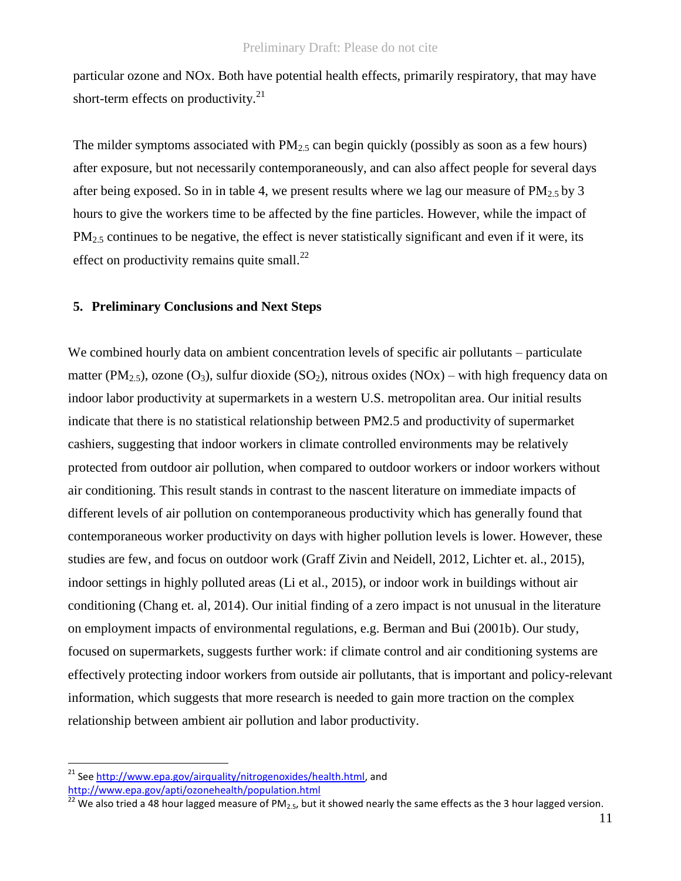particular ozone and NOx. Both have potential health effects, primarily respiratory, that may have short-term effects on productivity.[21]

The milder symptoms associated with $PM_{2.5}$ can begin quickly (possibly as soon as a few hours) after exposure, but not necessarily contemporaneously, and can also affect people for several days after being exposed. So in in table 4, we present results where we lag our measure of $PM_{2.5}$ by 3 hours to give the workers time to be affected by the fine particles. However, while the impact of $PM_{2.5}$ continues to be negative, the effect is never statistically significant and even if it were, its effect on productivity remains quite small.[22]

## 5. Preliminary Conclusions and Next Steps

We combined hourly data on ambient concentration levels of specific air pollutants – particulate matter ($PM_{2.5}$), ozone ($O_3$), sulfur dioxide ($SO_2$), nitrous oxides (NOx) – with high frequency data on indoor labor productivity at supermarkets in a western U.S. metropolitan area. Our initial results indicate that there is no statistical relationship between PM2.5 and productivity of supermarket cashiers, suggesting that indoor workers in climate controlled environments may be relatively protected from outdoor air pollution, when compared to outdoor workers or indoor workers without air conditioning. This result stands in contrast to the nascent literature on immediate impacts of different levels of air pollution on contemporaneous productivity which has generally found that contemporaneous worker productivity on days with higher pollution levels is lower. However, these studies are few, and focus on outdoor work (Graff Zivin and Neidell, 2012, Lichter et. al., 2015), indoor settings in highly polluted areas (Li et al., 2015), or indoor work in buildings without air conditioning (Chang et. al, 2014). Our initial finding of a zero impact is not unusual in the literature on employment impacts of environmental regulations, e.g. Berman and Bui (2001b). Our study, focused on supermarkets, suggests further work: if climate control and air conditioning systems are effectively protecting indoor workers from outside air pollutants, that is important and policy-relevant information, which suggests that more research is needed to gain more traction on the complex relationship between ambient air pollution and labor productivity.

---

[21] See http://www.epa.gov/airquality/nitrogenoxides/health.html, and http://www.epa.gov/apti/ozonehealth/population.html

[22] We also tried a 48 hour lagged measure of $PM_{2.5}$, but it showed nearly the same effects as the 3 hour lagged version.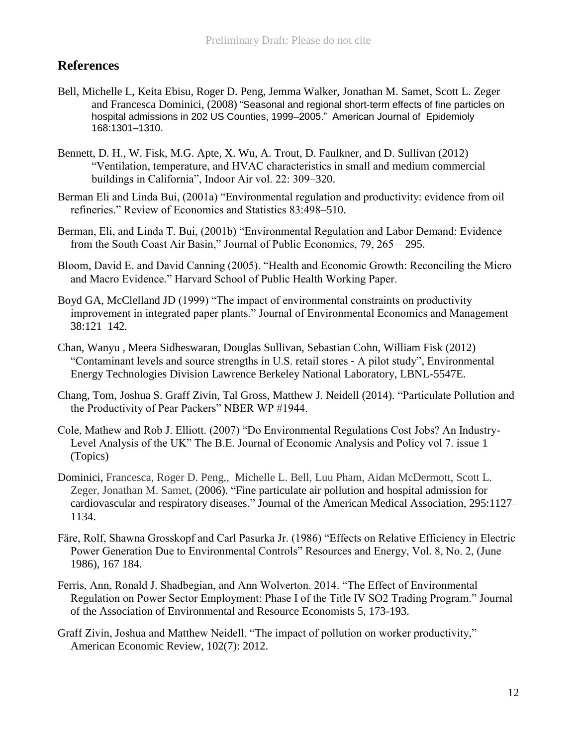## References

Bell, Michelle L, Keita Ebisu, Roger D. Peng, Jemma Walker, Jonathan M. Samet, Scott L. Zeger and Francesca Dominici, (2008) "Seasonal and regional short-term effects of fine particles on hospital admissions in 202 US Counties, 1999–2005." American Journal of Epidemioly 168:1301–1310.

Bennett, D. H., W. Fisk, M.G. Apte, X. Wu, A. Trout, D. Faulkner, and D. Sullivan (2012) "Ventilation, temperature, and HVAC characteristics in small and medium commercial buildings in California", Indoor Air vol. 22: 309–320.

Berman Eli and Linda Bui, (2001a) "Environmental regulation and productivity: evidence from oil refineries." Review of Economics and Statistics 83:498–510.

Berman, Eli, and Linda T. Bui, (2001b) "Environmental Regulation and Labor Demand: Evidence from the South Coast Air Basin," Journal of Public Economics, 79, 265 – 295.

Bloom, David E. and David Canning (2005). "Health and Economic Growth: Reconciling the Micro and Macro Evidence." Harvard School of Public Health Working Paper.

Boyd GA, McClelland JD (1999) "The impact of environmental constraints on productivity improvement in integrated paper plants." Journal of Environmental Economics and Management 38:121–142.

Chan, Wanyu , Meera Sidheswaran, Douglas Sullivan, Sebastian Cohn, William Fisk (2012) "Contaminant levels and source strengths in U.S. retail stores - A pilot study", Environmental Energy Technologies Division Lawrence Berkeley National Laboratory, LBNL-5547E.

Chang, Tom, Joshua S. Graff Zivin, Tal Gross, Matthew J. Neidell (2014). "Particulate Pollution and the Productivity of Pear Packers" NBER WP #1944.

Cole, Mathew and Rob J. Elliott. (2007) "Do Environmental Regulations Cost Jobs? An Industry-Level Analysis of the UK" The B.E. Journal of Economic Analysis and Policy vol 7. issue 1 (Topics)

Dominici, Francesca, Roger D. Peng,, Michelle L. Bell, Luu Pham, Aidan McDermott, Scott L. Zeger, Jonathan M. Samet, (2006). "Fine particulate air pollution and hospital admission for cardiovascular and respiratory diseases." Journal of the American Medical Association, 295:1127–1134.

Färe, Rolf, Shawna Grosskopf and Carl Pasurka Jr. (1986) "Effects on Relative Efficiency in Electric Power Generation Due to Environmental Controls" Resources and Energy, Vol. 8, No. 2, (June 1986), 167 184.

Ferris, Ann, Ronald J. Shadbegian, and Ann Wolverton. 2014. "The Effect of Environmental Regulation on Power Sector Employment: Phase I of the Title IV SO2 Trading Program." Journal of the Association of Environmental and Resource Economists 5, 173-193.

Graff Zivin, Joshua and Matthew Neidell. "The impact of pollution on worker productivity," American Economic Review, 102(7): 2012.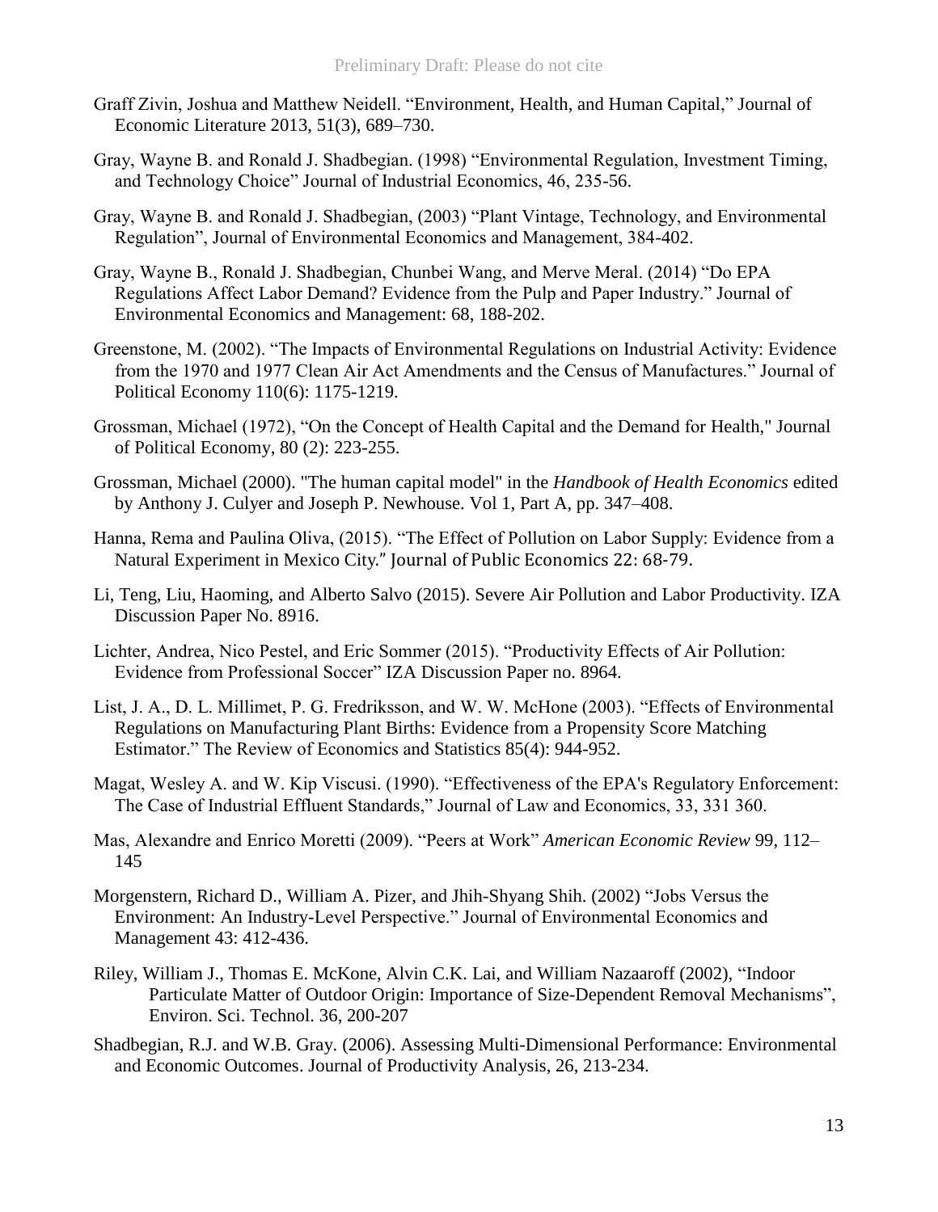Graff Zivin, Joshua and Matthew Neidell. "Environment, Health, and Human Capital," Journal of Economic Literature 2013, 51(3), 689–730.

Gray, Wayne B. and Ronald J. Shadbegian. (1998) "Environmental Regulation, Investment Timing, and Technology Choice" Journal of Industrial Economics, 46, 235-56.

Gray, Wayne B. and Ronald J. Shadbegian, (2003) "Plant Vintage, Technology, and Environmental Regulation", Journal of Environmental Economics and Management, 384-402.

Gray, Wayne B., Ronald J. Shadbegian, Chunbei Wang, and Merve Meral. (2014) "Do EPA Regulations Affect Labor Demand? Evidence from the Pulp and Paper Industry." Journal of Environmental Economics and Management: 68, 188-202.

Greenstone, M. (2002). "The Impacts of Environmental Regulations on Industrial Activity: Evidence from the 1970 and 1977 Clean Air Act Amendments and the Census of Manufactures." Journal of Political Economy 110(6): 1175-1219.

Grossman, Michael (1972), "On the Concept of Health Capital and the Demand for Health," Journal of Political Economy, 80 (2): 223-255.

Grossman, Michael (2000). "The human capital model" in the *Handbook of Health Economics* edited by Anthony J. Culyer and Joseph P. Newhouse. Vol 1, Part A, pp. 347–408.

Hanna, Rema and Paulina Oliva, (2015). "The Effect of Pollution on Labor Supply: Evidence from a Natural Experiment in Mexico City." Journal of Public Economics 22: 68-79.

Li, Teng, Liu, Haoming, and Alberto Salvo (2015). Severe Air Pollution and Labor Productivity. IZA Discussion Paper No. 8916.

Lichter, Andrea, Nico Pestel, and Eric Sommer (2015). "Productivity Effects of Air Pollution: Evidence from Professional Soccer" IZA Discussion Paper no. 8964.

List, J. A., D. L. Millimet, P. G. Fredriksson, and W. W. McHone (2003). "Effects of Environmental Regulations on Manufacturing Plant Births: Evidence from a Propensity Score Matching Estimator." The Review of Economics and Statistics 85(4): 944-952.

Magat, Wesley A. and W. Kip Viscusi. (1990). "Effectiveness of the EPA's Regulatory Enforcement: The Case of Industrial Effluent Standards," Journal of Law and Economics, 33, 331 360.

Mas, Alexandre and Enrico Moretti (2009). "Peers at Work" *American Economic Review* 99, 112–145

Morgenstern, Richard D., William A. Pizer, and Jhih-Shyang Shih. (2002) "Jobs Versus the Environment: An Industry-Level Perspective." Journal of Environmental Economics and Management 43: 412-436.

Riley, William J., Thomas E. McKone, Alvin C.K. Lai, and William Nazaaroff (2002), "Indoor Particulate Matter of Outdoor Origin: Importance of Size-Dependent Removal Mechanisms", Environ. Sci. Technol. 36, 200-207

Shadbegian, R.J. and W.B. Gray. (2006). Assessing Multi-Dimensional Performance: Environmental and Economic Outcomes. Journal of Productivity Analysis, 26, 213-234.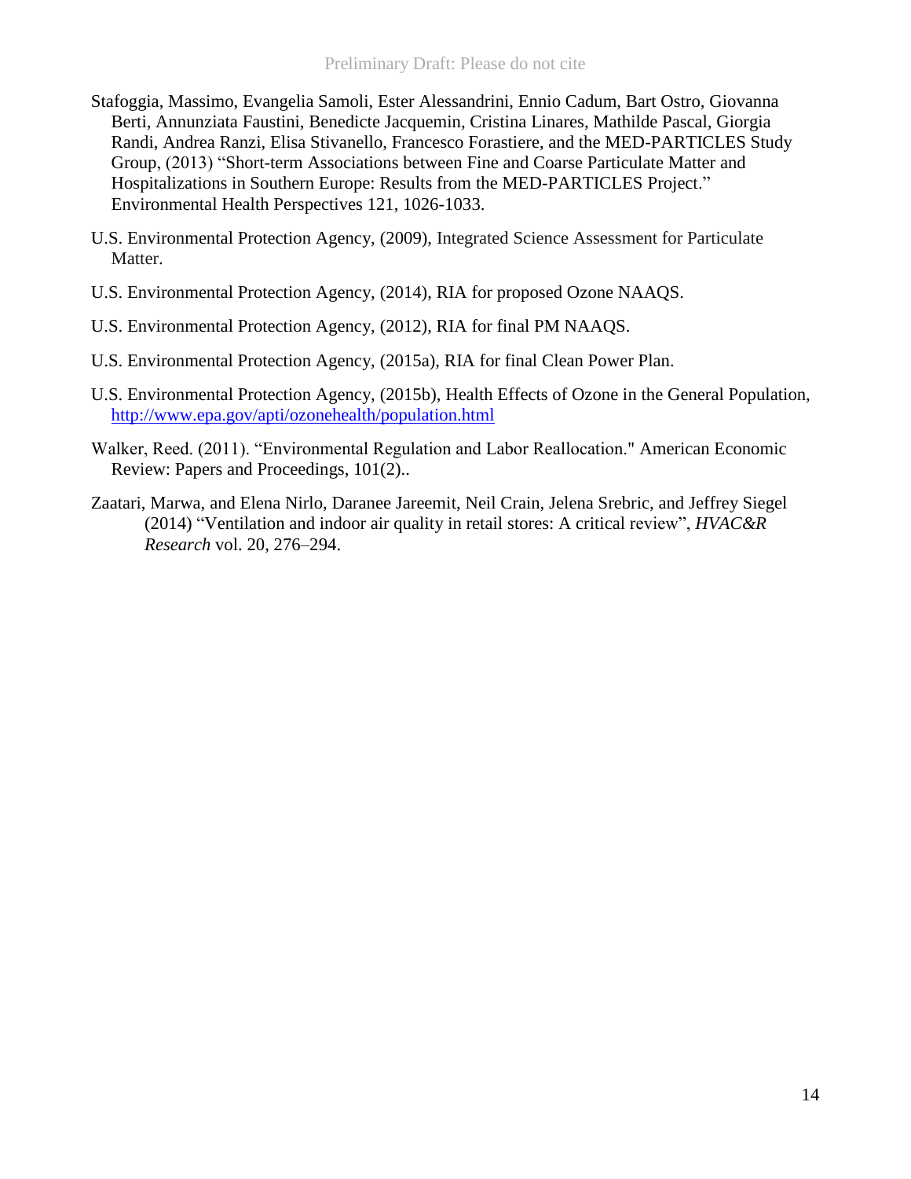Stafoggia, Massimo, Evangelia Samoli, Ester Alessandrini, Ennio Cadum, Bart Ostro, Giovanna Berti, Annunziata Faustini, Benedicte Jacquemin, Cristina Linares, Mathilde Pascal, Giorgia Randi, Andrea Ranzi, Elisa Stivanello, Francesco Forastiere, and the MED-PARTICLES Study Group, (2013) "Short-term Associations between Fine and Coarse Particulate Matter and Hospitalizations in Southern Europe: Results from the MED-PARTICLES Project." Environmental Health Perspectives 121, 1026-1033.

U.S. Environmental Protection Agency, (2009), Integrated Science Assessment for Particulate Matter.

U.S. Environmental Protection Agency, (2014), RIA for proposed Ozone NAAQS.

U.S. Environmental Protection Agency, (2012), RIA for final PM NAAQS.

U.S. Environmental Protection Agency, (2015a), RIA for final Clean Power Plan.

U.S. Environmental Protection Agency, (2015b), Health Effects of Ozone in the General Population, http://www.epa.gov/apti/ozonehealth/population.html

Walker, Reed. (2011). "Environmental Regulation and Labor Reallocation." American Economic Review: Papers and Proceedings, 101(2)..

Zaatari, Marwa, and Elena Nirlo, Daranee Jareemit, Neil Crain, Jelena Srebric, and Jeffrey Siegel (2014) "Ventilation and indoor air quality in retail stores: A critical review", *HVAC&R Research* vol. 20, 276–294.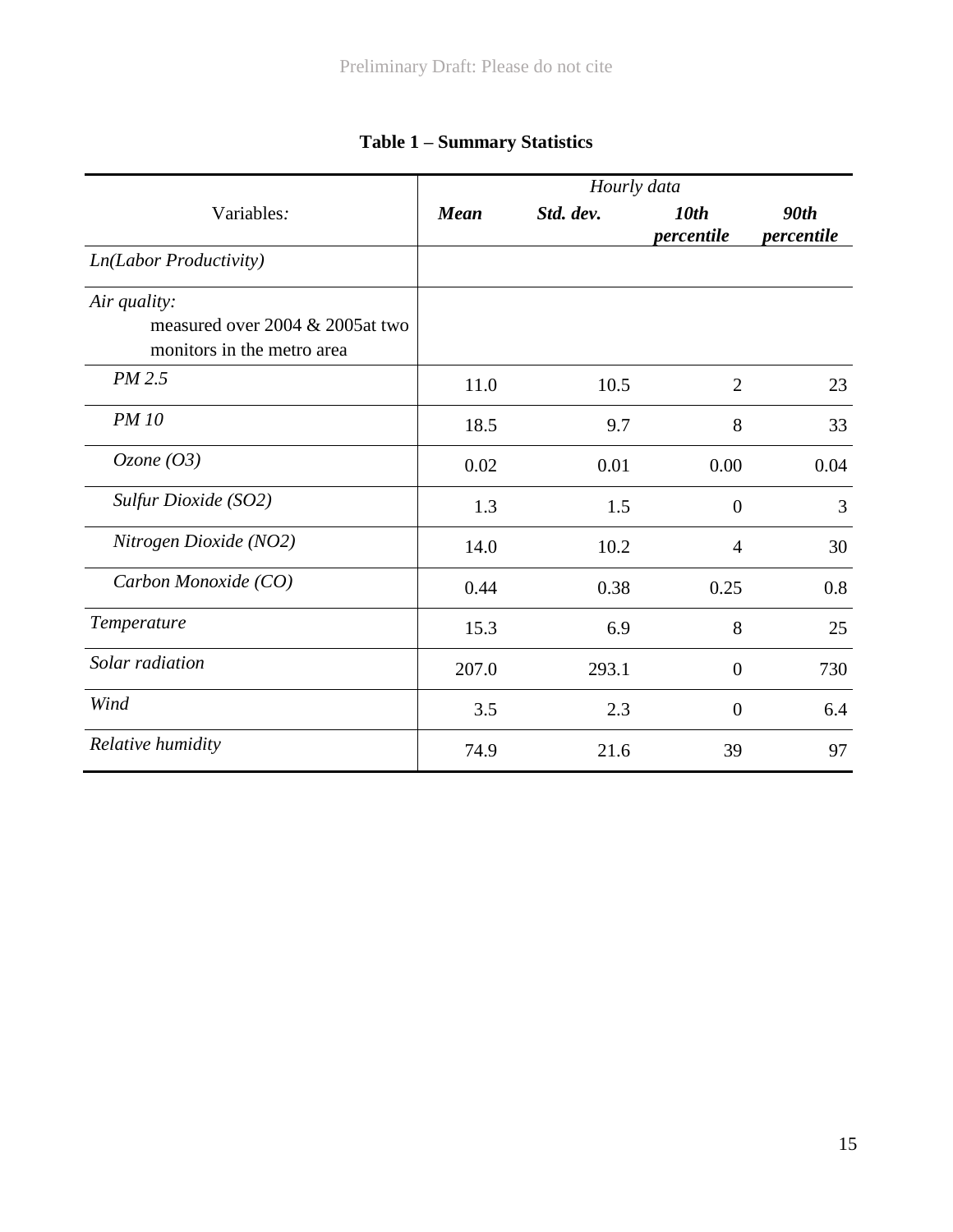**Table 1 – Summary Statistics**

| Variables: | *Hourly data* | | | |
|---|---|---|---|---|
| | ***Mean*** | ***Std. dev.*** | ***10th percentile*** | ***90th percentile*** |
| *Ln(Labor Productivity)* | | | | |
| *Air quality:* measured over 2004 & 2005at two monitors in the metro area | | | | |
| *PM 2.5* | 11.0 | 10.5 | 2 | 23 |
| *PM 10* | 18.5 | 9.7 | 8 | 33 |
| *Ozone (O3)* | 0.02 | 0.01 | 0.00 | 0.04 |
| *Sulfur Dioxide (SO2)* | 1.3 | 1.5 | 0 | 3 |
| *Nitrogen Dioxide (NO2)* | 14.0 | 10.2 | 4 | 30 |
| *Carbon Monoxide (CO)* | 0.44 | 0.38 | 0.25 | 0.8 |
| *Temperature* | 15.3 | 6.9 | 8 | 25 |
| *Solar radiation* | 207.0 | 293.1 | 0 | 730 |
| *Wind* | 3.5 | 2.3 | 0 | 6.4 |
| *Relative humidity* | 74.9 | 21.6 | 39 | 97 |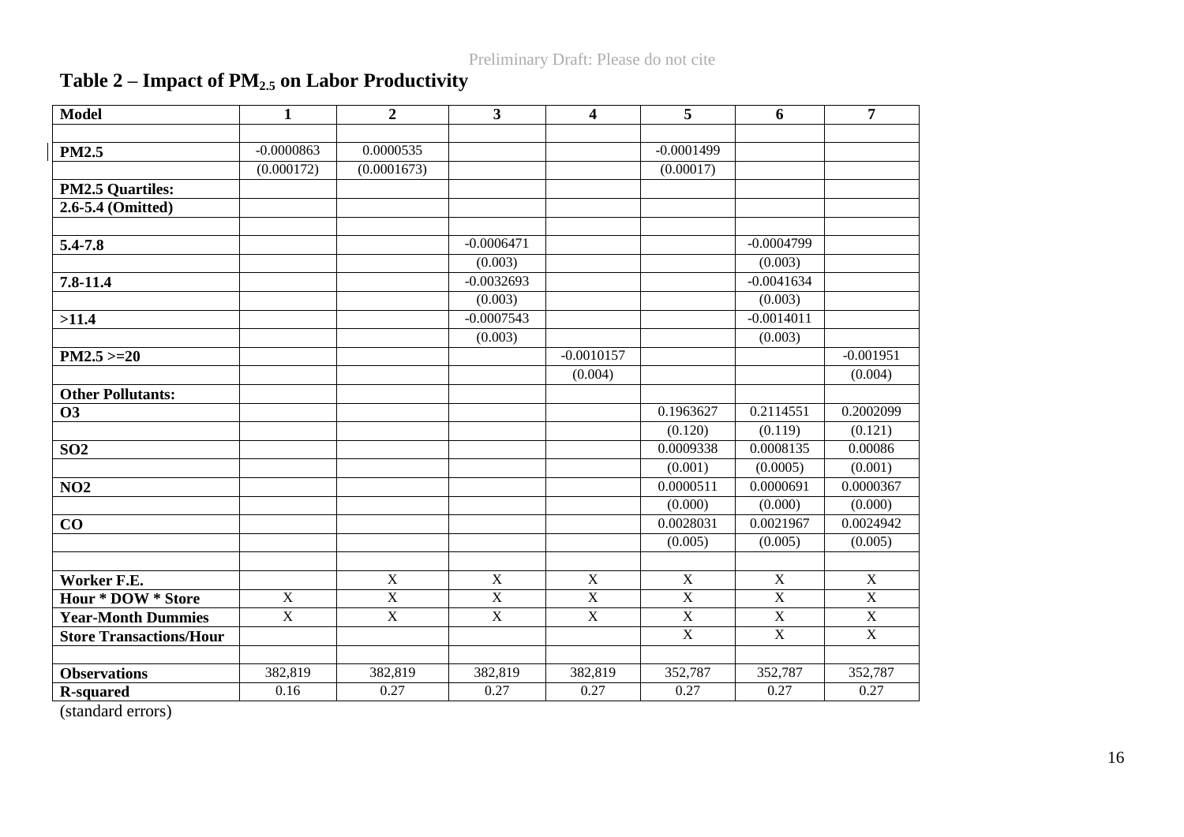## Table 2 – Impact of $PM_{2.5}$ on Labor Productivity

| Model | 1 | 2 | 3 | 4 | 5 | 6 | 7 |
|---|---|---|---|---|---|---|---|
| | | | | | | | |
| **PM2.5** | -0.0000863 | 0.0000535 | | | -0.0001499 | | |
| | (0.000172) | (0.0001673) | | | (0.00017) | | |
| **PM2.5 Quartiles:** | | | | | | | |
| **2.6-5.4 (Omitted)** | | | | | | | |
| | | | | | | | |
| **5.4-7.8** | | | -0.0006471 | | | -0.0004799 | |
| | | | (0.003) | | | (0.003) | |
| **7.8-11.4** | | | -0.0032693 | | | -0.0041634 | |
| | | | (0.003) | | | (0.003) | |
| **>11.4** | | | -0.0007543 | | | -0.0014011 | |
| | | | (0.003) | | | (0.003) | |
| **PM2.5 >=20** | | | | -0.0010157 | | | -0.001951 |
| | | | | (0.004) | | | (0.004) |
| **Other Pollutants:** | | | | | | | |
| **O3** | | | | | 0.1963627 | 0.2114551 | 0.2002099 |
| | | | | | (0.120) | (0.119) | (0.121) |
| **SO2** | | | | | 0.0009338 | 0.0008135 | 0.00086 |
| | | | | | (0.001) | (0.0005) | (0.001) |
| **NO2** | | | | | 0.0000511 | 0.0000691 | 0.0000367 |
| | | | | | (0.000) | (0.000) | (0.000) |
| **CO** | | | | | 0.0028031 | 0.0021967 | 0.0024942 |
| | | | | | (0.005) | (0.005) | (0.005) |
| | | | | | | | |
| **Worker F.E.** | | X | X | X | X | X | X |
| **Hour * DOW * Store** | X | X | X | X | X | X | X |
| **Year-Month Dummies** | X | X | X | X | X | X | X |
| **Store Transactions/Hour** | | | | | X | X | X |
| | | | | | | | |
| **Observations** | 382,819 | 382,819 | 382,819 | 382,819 | 352,787 | 352,787 | 352,787 |
| **R-squared** | 0.16 | 0.27 | 0.27 | 0.27 | 0.27 | 0.27 | 0.27 |

(standard errors)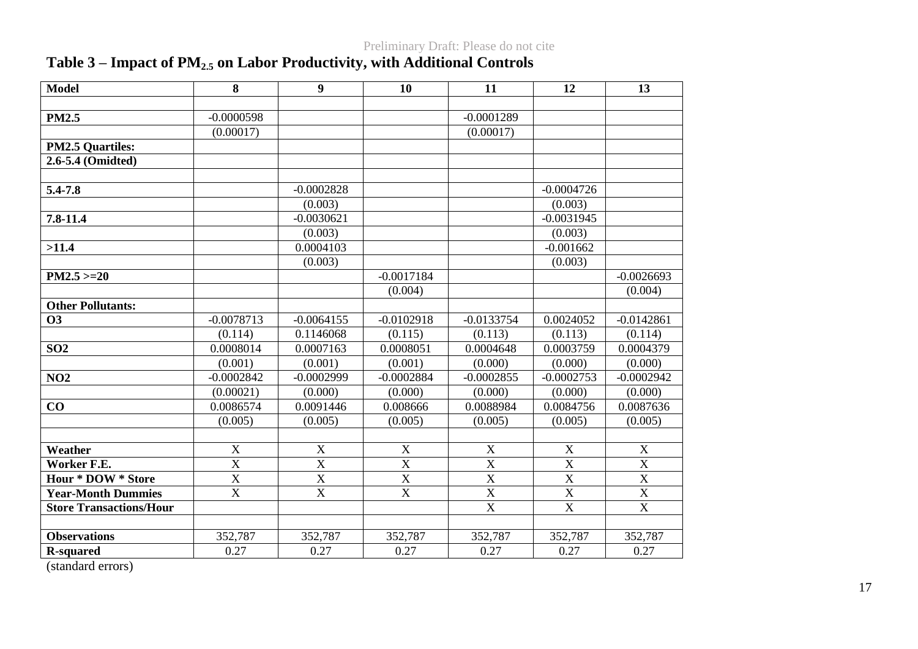## Table 3 – Impact of $PM_{2.5}$ on Labor Productivity, with Additional Controls

| Model | 8 | 9 | 10 | 11 | 12 | 13 |
|---|---|---|---|---|---|---|
| | | | | | | |
| **PM2.5** | -0.0000598 | | | -0.0001289 | | |
| | (0.00017) | | | (0.00017) | | |
| **PM2.5 Quartiles:** | | | | | | |
| **2.6-5.4 (Omidted)** | | | | | | |
| | | | | | | |
| **5.4-7.8** | | -0.0002828 | | | -0.0004726 | |
| | | (0.003) | | | (0.003) | |
| **7.8-11.4** | | -0.0030621 | | | -0.0031945 | |
| | | (0.003) | | | (0.003) | |
| **>11.4** | | 0.0004103 | | | -0.001662 | |
| | | (0.003) | | | (0.003) | |
| **PM2.5 >=20** | | | -0.0017184 | | | -0.0026693 |
| | | | (0.004) | | | (0.004) |
| **Other Pollutants:** | | | | | | |
| **O3** | -0.0078713 | -0.0064155 | -0.0102918 | -0.0133754 | 0.0024052 | -0.0142861 |
| | (0.114) | 0.1146068 | (0.115) | (0.113) | (0.113) | (0.114) |
| **SO2** | 0.0008014 | 0.0007163 | 0.0008051 | 0.0004648 | 0.0003759 | 0.0004379 |
| | (0.001) | (0.001) | (0.001) | (0.000) | (0.000) | (0.000) |
| **NO2** | -0.0002842 | -0.0002999 | -0.0002884 | -0.0002855 | -0.0002753 | -0.0002942 |
| | (0.00021) | (0.000) | (0.000) | (0.000) | (0.000) | (0.000) |
| **CO** | 0.0086574 | 0.0091446 | 0.008666 | 0.0088984 | 0.0084756 | 0.0087636 |
| | (0.005) | (0.005) | (0.005) | (0.005) | (0.005) | (0.005) |
| | | | | | | |
| **Weather** | X | X | X | X | X | X |
| **Worker F.E.** | X | X | X | X | X | X |
| **Hour * DOW * Store** | X | X | X | X | X | X |
| **Year-Month Dummies** | X | X | X | X | X | X |
| **Store Transactions/Hour** | | | | X | X | X |
| | | | | | | |
| **Observations** | 352,787 | 352,787 | 352,787 | 352,787 | 352,787 | 352,787 |
| **R-squared** | 0.27 | 0.27 | 0.27 | 0.27 | 0.27 | 0.27 |

(standard errors)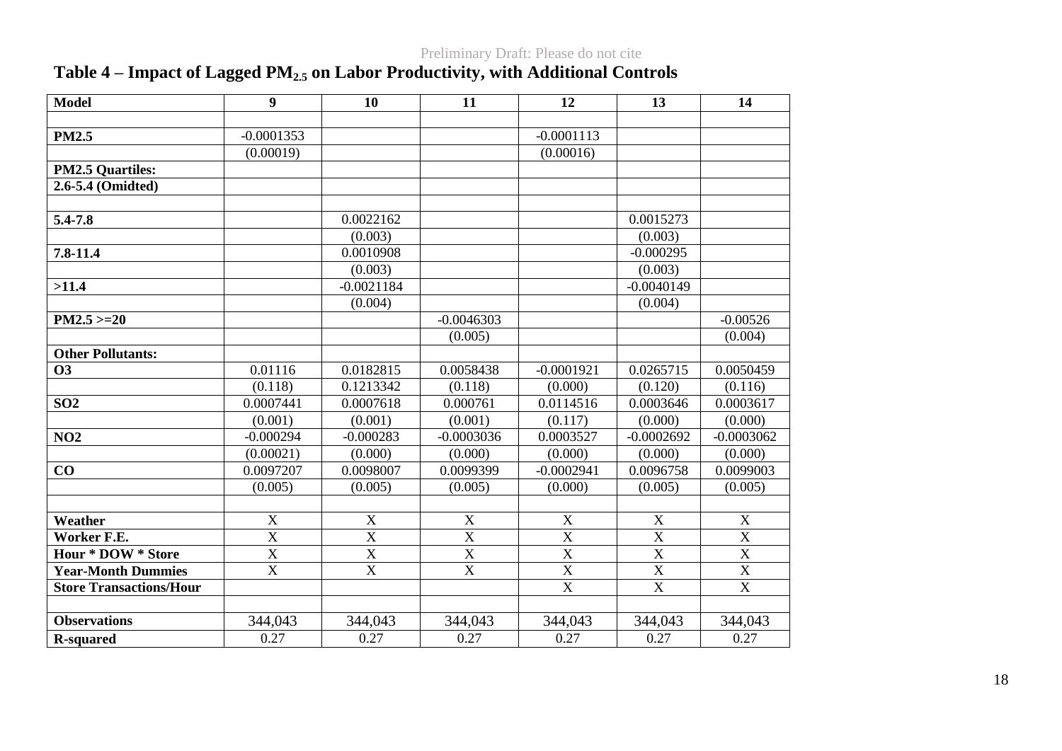Preliminary Draft: Please do not cite

# Table 4 – Impact of Lagged $PM_{2.5}$ on Labor Productivity, with Additional Controls

| **Model** | **9** | **10** | **11** | **12** | **13** | **14** |
|---|---|---|---|---|---|---|
| | | | | | | |
| **PM2.5** | -0.0001353 | | | -0.0001113 | | |
| | (0.00019) | | | (0.00016) | | |
| **PM2.5 Quartiles:** | | | | | | |
| **2.6-5.4 (Omidted)** | | | | | | |
| | | | | | | |
| **5.4-7.8** | | 0.0022162 | | | 0.0015273 | |
| | | (0.003) | | | (0.003) | |
| **7.8-11.4** | | 0.0010908 | | | -0.000295 | |
| | | (0.003) | | | (0.003) | |
| **>11.4** | | -0.0021184 | | | -0.0040149 | |
| | | (0.004) | | | (0.004) | |
| **PM2.5 >=20** | | | -0.0046303 | | | -0.00526 |
| | | | (0.005) | | | (0.004) |
| **Other Pollutants:** | | | | | | |
| **O3** | 0.01116 | 0.0182815 | 0.0058438 | -0.0001921 | 0.0265715 | 0.0050459 |
| | (0.118) | 0.1213342 | (0.118) | (0.000) | (0.120) | (0.116) |
| **SO2** | 0.0007441 | 0.0007618 | 0.000761 | 0.0114516 | 0.0003646 | 0.0003617 |
| | (0.001) | (0.001) | (0.001) | (0.117) | (0.000) | (0.000) |
| **NO2** | -0.000294 | -0.000283 | -0.0003036 | 0.0003527 | -0.0002692 | -0.0003062 |
| | (0.00021) | (0.000) | (0.000) | (0.000) | (0.000) | (0.000) |
| **CO** | 0.0097207 | 0.0098007 | 0.0099399 | -0.0002941 | 0.0096758 | 0.0099003 |
| | (0.005) | (0.005) | (0.005) | (0.000) | (0.005) | (0.005) |
| | | | | | | |
| **Weather** | X | X | X | X | X | X |
| **Worker F.E.** | X | X | X | X | X | X |
| **Hour * DOW * Store** | X | X | X | X | X | X |
| **Year-Month Dummies** | X | X | X | X | X | X |
| **Store Transactions/Hour** | | | | X | X | X |
| | | | | | | |
| **Observations** | 344,043 | 344,043 | 344,043 | 344,043 | 344,043 | 344,043 |
| **R-squared** | 0.27 | 0.27 | 0.27 | 0.27 | 0.27 | 0.27 |